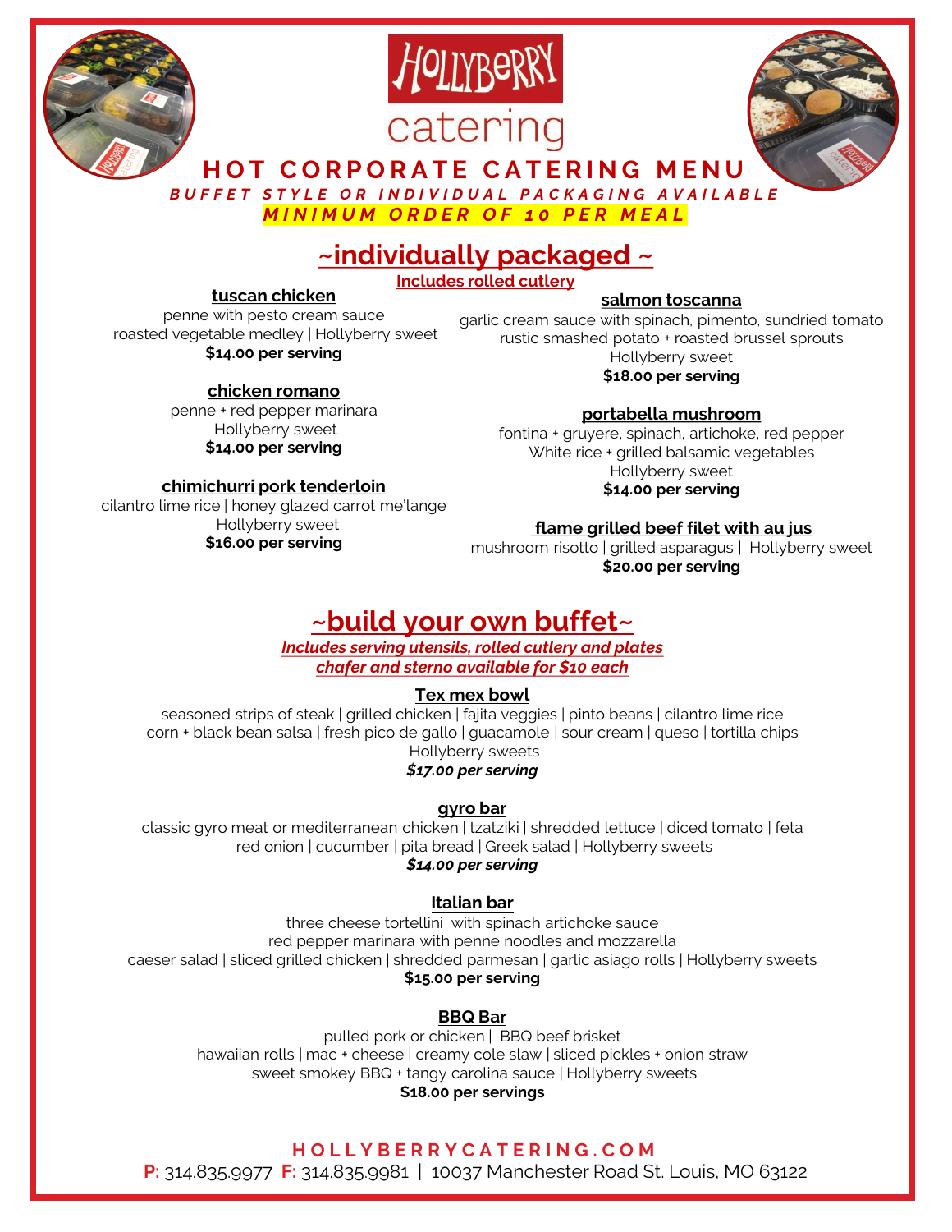# HOLLYBERRY catering

## HOT CORPORATE CATERING MENU

***BUFFET STYLE OR INDIVIDUAL PACKAGING AVAILABLE***

***MINIMUM ORDER OF 10 PER MEAL***

## ~individually packaged ~

**Includes rolled cutlery**

### tuscan chicken

penne with pesto cream sauce
roasted vegetable medley | Hollyberry sweet
**$14.00 per serving**

### chicken romano

penne + red pepper marinara
Hollyberry sweet
**$14.00 per serving**

### chimichurri pork tenderloin

cilantro lime rice | honey glazed carrot me'lange
Hollyberry sweet
**$16.00 per serving**

### salmon toscanna

garlic cream sauce with spinach, pimento, sundried tomato
rustic smashed potato + roasted brussel sprouts
Hollyberry sweet
**$18.00 per serving**

### portabella mushroom

fontina + gruyere, spinach, artichoke, red pepper
White rice + grilled balsamic vegetables
Hollyberry sweet
**$14.00 per serving**

### flame grilled beef filet with au jus

mushroom risotto | grilled asparagus | Hollyberry sweet
**$20.00 per serving**

## ~build your own buffet~

***Includes serving utensils, rolled cutlery and plates***
***chafer and sterno available for $10 each***

### Tex mex bowl

seasoned strips of steak | grilled chicken | fajita veggies | pinto beans | cilantro lime rice
corn + black bean salsa | fresh pico de gallo | guacamole | sour cream | queso | tortilla chips
Hollyberry sweets
***$17.00 per serving***

### gyro bar

classic gyro meat or mediterranean chicken | tzatziki | shredded lettuce | diced tomato | feta
red onion | cucumber | pita bread | Greek salad | Hollyberry sweets
***$14.00 per serving***

### Italian bar

three cheese tortellini with spinach artichoke sauce
red pepper marinara with penne noodles and mozzarella
caeser salad | sliced grilled chicken | shredded parmesan | garlic asiago rolls | Hollyberry sweets
**$15.00 per serving**

### BBQ Bar

pulled pork or chicken | BBQ beef brisket
hawaiian rolls | mac + cheese | creamy cole slaw | sliced pickles + onion straw
sweet smokey BBQ + tangy carolina sauce | Hollyberry sweets
**$18.00 per servings**

**HOLLYBERRYCATERING.COM**

**P:** 314.835.9977 **F:** 314.835.9981 | 10037 Manchester Road St. Louis, MO 63122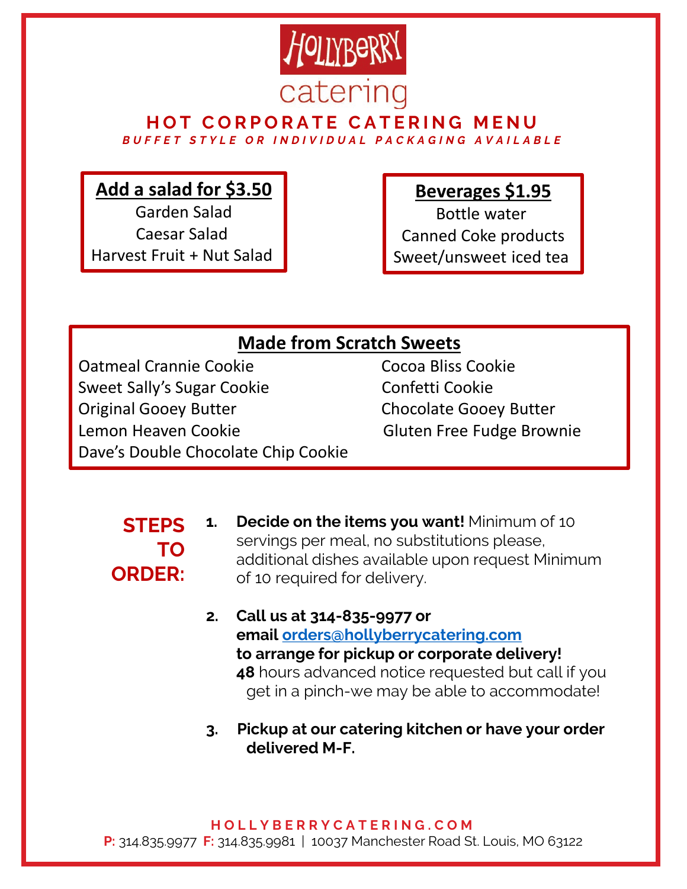# HOLLYBERRY catering

## HOT CORPORATE CATERING MENU

*BUFFET STYLE OR INDIVIDUAL PACKAGING AVAILABLE*

**Add a salad for $3.50**

Garden Salad
Caesar Salad
Harvest Fruit + Nut Salad

**Beverages $1.95**

Bottle water
Canned Coke products
Sweet/unsweet iced tea

**Made from Scratch Sweets**

Oatmeal Crannie Cookie
Sweet Sally's Sugar Cookie
Original Gooey Butter
Lemon Heaven Cookie
Dave's Double Chocolate Chip Cookie
Cocoa Bliss Cookie
Confetti Cookie
Chocolate Gooey Butter
Gluten Free Fudge Brownie

## STEPS TO ORDER:

1. **Decide on the items you want!** Minimum of 10 servings per meal, no substitutions please, additional dishes available upon request Minimum of 10 required for delivery.
2. **Call us at 314-835-9977 or email orders@hollyberrycatering.com to arrange for pickup or corporate delivery!** **48** hours advanced notice requested but call if you get in a pinch-we may be able to accommodate!
3. **Pickup at our catering kitchen or have your order delivered M-F.**

HOLLYBERRYCATERING.COM

P: 314.835.9977 F: 314.835.9981 | 10037 Manchester Road St. Louis, MO 63122